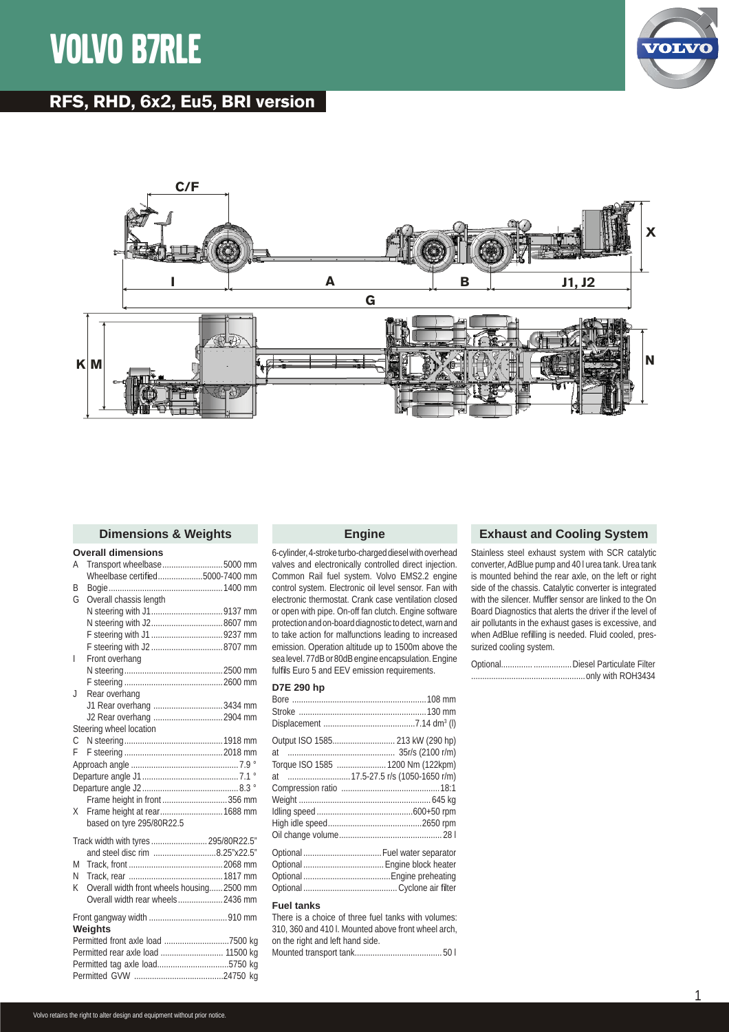# VOLVO B7RLE

## RFS, RHD, 6x2, Eu5, BRI version

C/F

X

I A B J1, J2

G

K M N

## Dimensions & Weights

### Overall dimensions

| | | |
|---|---|---|
| A | Transport wheelbase | 5000 mm |
| | Wheelbase certified | 5000-7400 mm |
| B | Bogie | 1400 mm |
| G | Overall chassis length | |
| | N steering with J1 | 9137 mm |
| | N steering with J2 | 8607 mm |
| | F steering with J1 | 9237 mm |
| | F steering with J2 | 8707 mm |
| I | Front overhang | |
| | N steering | 2500 mm |
| | F steering | 2600 mm |
| J | Rear overhang | |
| | J1 Rear overhang | 3434 mm |
| | J2 Rear overhang | 2904 mm |
| | Steering wheel location | |
| C | N steering | 1918 mm |
| F | F steering | 2018 mm |
| | Approach angle | 7.9 ° |
| | Departure angle J1 | 7.1 ° |
| | Departure angle J2 | 8.3 ° |
| | Frame height in front | 356 mm |
| X | Frame height at rear | 1688 mm |
| | based on tyre 295/80R22.5 | |
| | Track width with tyres | 295/80R22.5" |
| | and steel disc rim | 8.25"x22.5" |
| M | Track, front | 2068 mm |
| N | Track, rear | 1817 mm |
| K | Overall width front wheels housing | 2500 mm |
| | Overall width rear wheels | 2436 mm |
| | Front gangway width | 910 mm |

### Weights

| | |
|---|---|
| Permitted front axle load | 7500 kg |
| Permitted rear axle load | 11500 kg |
| Permitted tag axle load | 5750 kg |
| Permitted GVW | 24750 kg |

## Engine

6-cylinder, 4-stroke turbo-charged diesel with overhead valves and electronically controlled direct injection. Common Rail fuel system. Volvo EMS2.2 engine control system. Electronic oil level sensor. Fan with electronic thermostat. Crank case ventilation closed or open with pipe. On-off fan clutch. Engine software protection and on-board diagnostic to detect, warn and to take action for malfunctions leading to increased emission. Operation altitude up to 1500m above the sea level. 77dB or 80dB engine encapsulation. Engine fulfils Euro 5 and EEV emission requirements.

### D7E 290 hp

| | |
|---|---|
| Bore | 108 mm |
| Stroke | 130 mm |
| Displacement | 7.14 dm$^3$ (l) |
| Output ISO 1585 | 213 kW (290 hp) |
| at | 35r/s (2100 r/m) |
| Torque ISO 1585 | 1200 Nm (122kpm) |
| at | 17.5-27.5 r/s (1050-1650 r/m) |
| Compression ratio | 18:1 |
| Weight | 645 kg |
| Idling speed | 600+50 rpm |
| High idle speed | 2650 rpm |
| Oil change volume | 28 l |
| Optional | Fuel water separator |
| Optional | Engine block heater |
| Optional | Engine preheating |
| Optional | Cyclone air filter |

### Fuel tanks

There is a choice of three fuel tanks with volumes: 310, 360 and 410 l. Mounted above front wheel arch, on the right and left hand side.

Mounted transport tank 50 l

## Exhaust and Cooling System

Stainless steel exhaust system with SCR catalytic converter, AdBlue pump and 40 l urea tank. Urea tank is mounted behind the rear axle, on the left or right side of the chassis. Catalytic converter is integrated with the silencer. Muffler sensor are linked to the On Board Diagnostics that alerts the driver if the level of air pollutants in the exhaust gases is excessive, and when AdBlue refilling is needed. Fluid cooled, pressurized cooling system.

Optional ............ Diesel Particulate Filter only with ROH3434

Volvo retains the right to alter design and equipment without prior notice.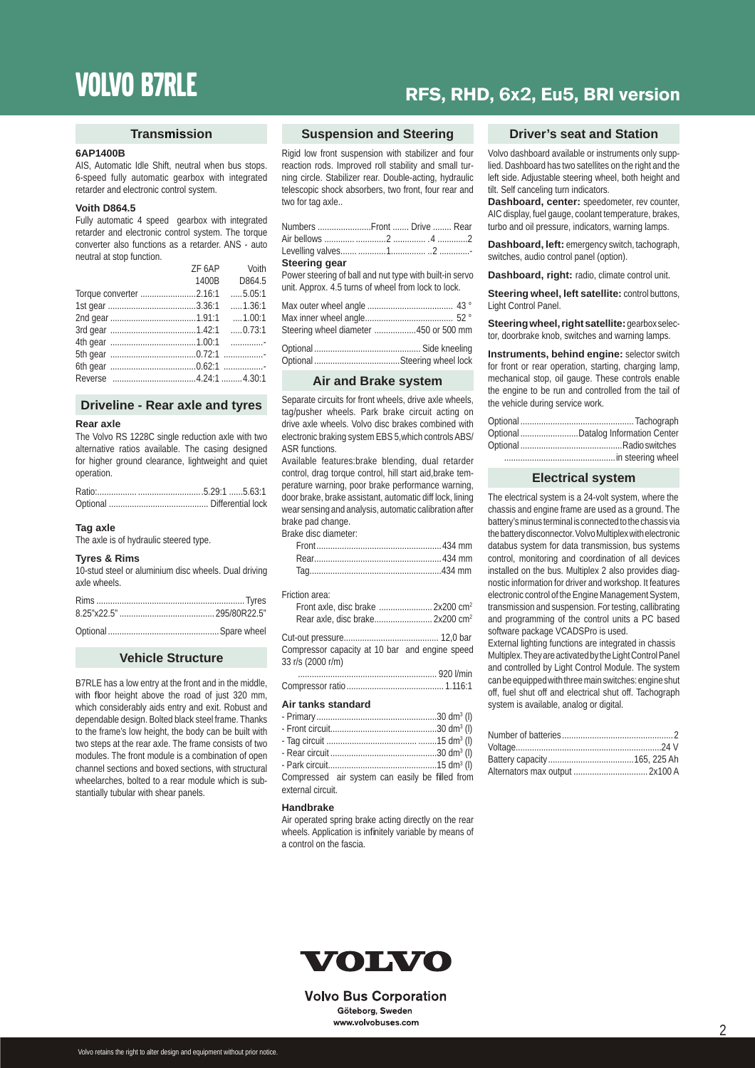# VOLVO B7RLE

## RFS, RHD, 6x2, Eu5, BRI version

## Transmission

**6AP1400B**

AIS, Automatic Idle Shift, neutral when bus stops. 6-speed fully automatic gearbox with integrated retarder and electronic control system.

**Voith D864.5**

Fully automatic 4 speed gearbox with integrated retarder and electronic control system. The torque converter also functions as a retarder. ANS - auto neutral at stop function.

| | ZF 6AP 1400B | Voith D864.5 |
|---|---|---|
| Torque converter | 2.16:1 | 5.05:1 |
| 1st gear | 3.36:1 | 1.36:1 |
| 2nd gear | 1.91:1 | 1.00:1 |
| 3rd gear | 1.42:1 | 0.73:1 |
| 4th gear | 1.00:1 | - |
| 5th gear | 0.72:1 | - |
| 6th gear | 0.62:1 | - |
| Reverse | 4.24:1 | 4.30:1 |

## Driveline - Rear axle and tyres

**Rear axle**

The Volvo RS 1228C single reduction axle with two alternative ratios available. The casing designed for higher ground clearance, lightweight and quiet operation.

Ratio: 5.29:1 ......5.63:1

Optional ........ Differential lock

**Tag axle**

The axle is of hydraulic steered type.

**Tyres & Rims**

10-stud steel or aluminium disc wheels. Dual driving axle wheels.

| Rims | Tyres |
|---|---|
| 8.25"x22.5" | 295/80R22.5" |

Optional ........ Spare wheel

## Vehicle Structure

B7RLE has a low entry at the front and in the middle, with floor height above the road of just 320 mm, which considerably aids entry and exit. Robust and dependable design. Bolted black steel frame. Thanks to the frame's low height, the body can be built with two steps at the rear axle. The frame consists of two modules. The front module is a combination of open channel sections and boxed sections, with structural wheelarches, bolted to a rear module which is substantially tubular with shear panels.

## Suspension and Steering

Rigid low front suspension with stabilizer and four reaction rods. Improved roll stability and small turning circle. Stabilizer rear. Double-acting, hydraulic telescopic shock absorbers, two front, four rear and two for tag axle..

| Numbers | Front | Drive | Rear |
|---|---|---|---|
| Air bellows | 2 | 4 | 2 |
| Levelling valves | 1 | 2 | - |

**Steering gear**

Power steering of ball and nut type with built-in servo unit. Approx. 4.5 turns of wheel from lock to lock.

Max outer wheel angle ........ 43 °

Max inner wheel angle........ 52 °

Steering wheel diameter ........ 450 or 500 mm

Optional ........ Side kneeling

Optional ........ Steering wheel lock

## Air and Brake system

Separate circuits for front wheels, drive axle wheels, tag/pusher wheels. Park brake circuit acting on drive axle wheels. Volvo disc brakes combined with electronic braking system EBS 5,which controls ABS/ASR functions.

Available features:brake blending, dual retarder control, drag torque control, hill start aid,brake temperature warning, poor brake performance warning, door brake, brake assistant, automatic diff lock, lining wear sensing and analysis, automatic calibration after brake pad change.

Brake disc diameter:

Front........ 434 mm

Rear........ 434 mm

Tag........ 434 mm

Friction area:

Front axle, disc brake ........ 2x200 cm²

Rear axle, disc brake........ 2x200 cm²

Cut-out pressure........ 12,0 bar

Compressor capacity at 10 bar and engine speed 33 r/s (2000 r/m)

........ 920 l/min

Compressor ratio ........ 1.116:1

**Air tanks standard**

- Primary ........ 30 dm³ (l)
- Front circuit........ 30 dm³ (l)
- Tag circuit ........ 15 dm³ (l)
- Rear circuit ........ 30 dm³ (l)
- Park circuit........ 15 dm³ (l)

Compressed air system can easily be filled from external circuit.

**Handbrake**

Air operated spring brake acting directly on the rear wheels. Application is infinitely variable by means of a control on the fascia.

## Driver's seat and Station

Volvo dashboard available or instruments only supplied. Dashboard has two satellites on the right and the left side. Adjustable steering wheel, both height and tilt. Self canceling turn indicators.

**Dashboard, center:** speedometer, rev counter, AIC display, fuel gauge, coolant temperature, brakes, turbo and oil pressure, indicators, warning lamps.

**Dashboard, left:** emergency switch, tachograph, switches, audio control panel (option).

**Dashboard, right:** radio, climate control unit.

**Steering wheel, left satellite:** control buttons, Light Control Panel.

**Steering wheel, right satellite:** gearbox selector, doorbrake knob, switches and warning lamps.

**Instruments, behind engine:** selector switch for front or rear operation, starting, charging lamp, mechanical stop, oil gauge. These controls enable the engine to be run and controlled from the tail of the vehicle during service work.

Optional ........ Tachograph

Optional ........ Datalog Information Center

Optional ........ Radio switches in steering wheel

## Electrical system

The electrical system is a 24-volt system, where the chassis and engine frame are used as a ground. The battery's minus terminal is connected to the chassis via the battery disconnector. Volvo Multiplex with electronic databus system for data transmission, bus systems control, monitoring and coordination of all devices installed on the bus. Multiplex 2 also provides diagnostic information for driver and workshop. It features electronic control of the Engine Management System, transmission and suspension. For testing, callibrating and programming of the control units a PC based software package VCADSPro is used.

External lighting functions are integrated in chassis Multiplex. They are activated by the Light Control Panel and controlled by Light Control Module. The system can be equipped with three main switches: engine shut off, fuel shut off and electrical shut off. Tachograph system is available, analog or digital.

Number of batteries ........ 2

Voltage........ 24 V

Battery capacity ........ 165, 225 Ah

Alternators max output ........ 2x100 A

VOLVO

**Volvo Bus Corporation**

Göteborg, Sweden

www.volvobuses.com

Volvo retains the right to alter design and equipment without prior notice.